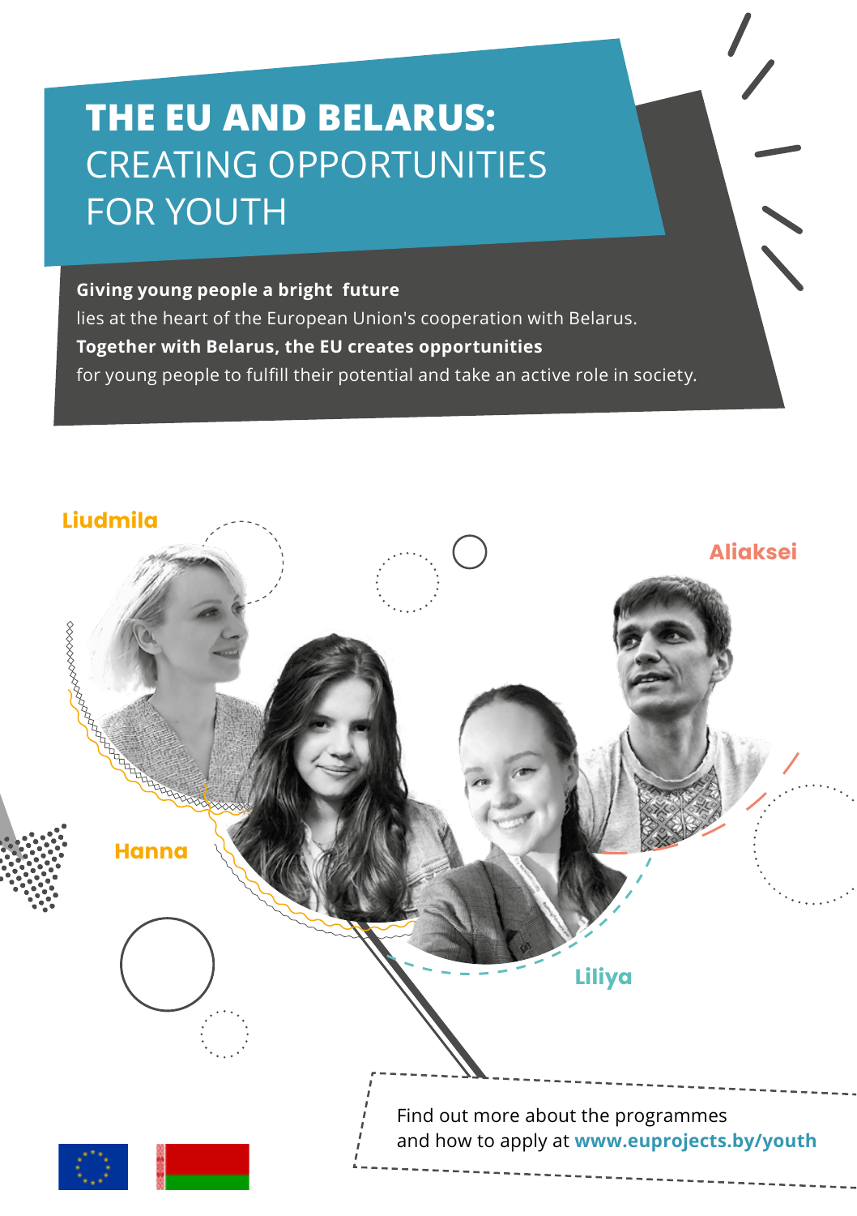# THE EU AND BELARUS: CREATING OPPORTUNITIES FOR YOUTH

**Giving young people a bright future** lies at the heart of the European Union's cooperation with Belarus. **Together with Belarus, the EU creates opportunities** for young people to fulfill their potential and take an active role in society.

Liudmila

Aliaksei

Hanna

Liliya

Find out more about the programmes and how to apply at **www.euprojects.by/youth**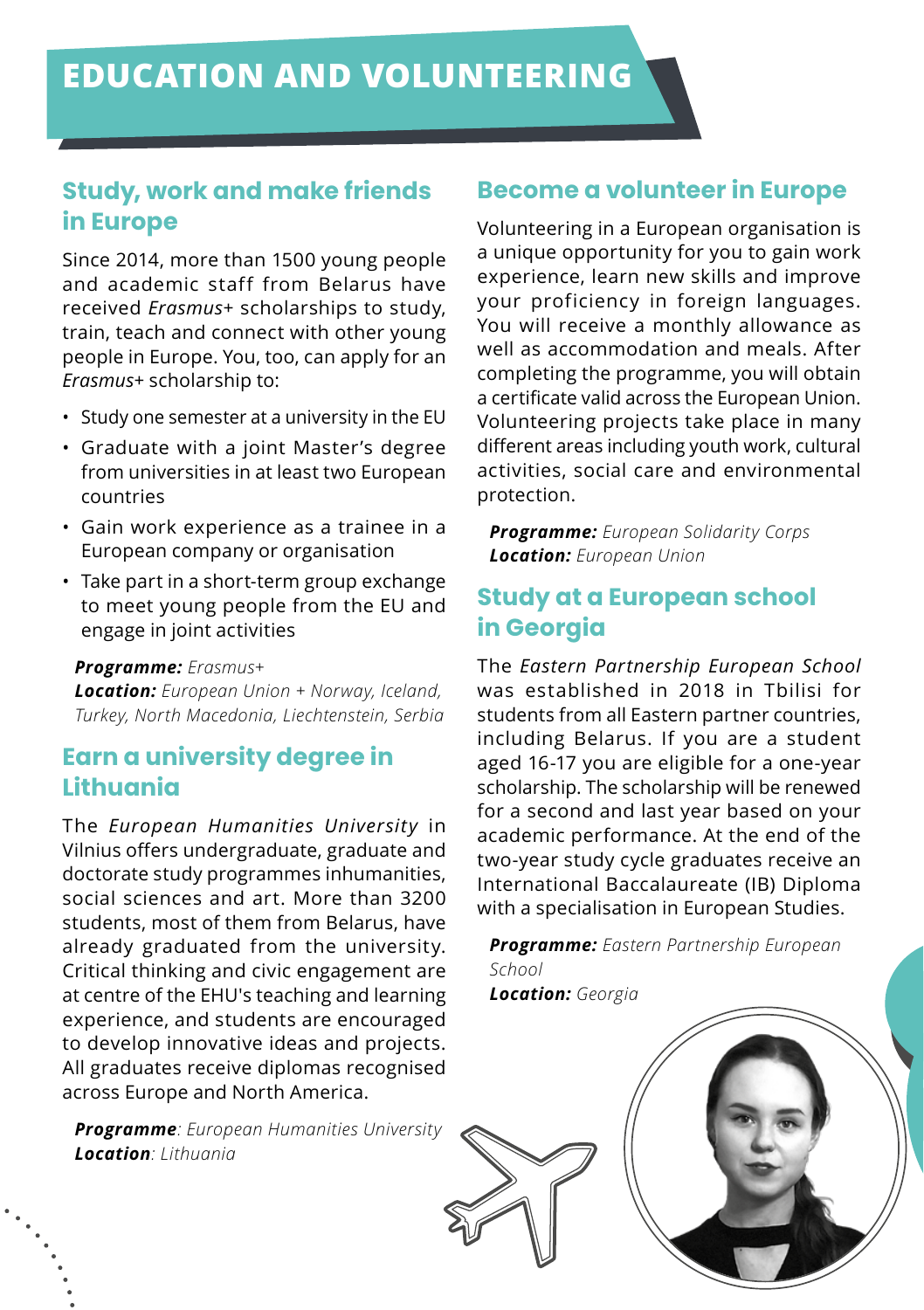# EDUCATION AND VOLUNTEERING

## Study, work and make friends in Europe

Since 2014, more than 1500 young people and academic staff from Belarus have received *Erasmus+* scholarships to study, train, teach and connect with other young people in Europe. You, too, can apply for an *Erasmus+* scholarship to:

- Study one semester at a university in the EU
- Graduate with a joint Master's degree from universities in at least two European countries
- Gain work experience as a trainee in a European company or organisation
- Take part in a short-term group exchange to meet young people from the EU and engage in joint activities

***Programme:*** *Erasmus+*
***Location:*** *European Union + Norway, Iceland, Turkey, North Macedonia, Liechtenstein, Serbia*

## Earn a university degree in Lithuania

The *European Humanities University* in Vilnius offers undergraduate, graduate and doctorate study programmes inhumanities, social sciences and art. More than 3200 students, most of them from Belarus, have already graduated from the university. Critical thinking and civic engagement are at centre of the EHU's teaching and learning experience, and students are encouraged to develop innovative ideas and projects. All graduates receive diplomas recognised across Europe and North America.

***Programme****: European Humanities University*
***Location****: Lithuania*

## Become a volunteer in Europe

Volunteering in a European organisation is a unique opportunity for you to gain work experience, learn new skills and improve your proficiency in foreign languages. You will receive a monthly allowance as well as accommodation and meals. After completing the programme, you will obtain a certificate valid across the European Union. Volunteering projects take place in many different areas including youth work, cultural activities, social care and environmental protection.

***Programme:*** *European Solidarity Corps*
***Location:*** *European Union*

## Study at a European school in Georgia

The *Eastern Partnership European School* was established in 2018 in Tbilisi for students from all Eastern partner countries, including Belarus. If you are a student aged 16-17 you are eligible for a one-year scholarship. The scholarship will be renewed for a second and last year based on your academic performance. At the end of the two-year study cycle graduates receive an International Baccalaureate (IB) Diploma with a specialisation in European Studies.

***Programme:*** *Eastern Partnership European School*
***Location:*** *Georgia*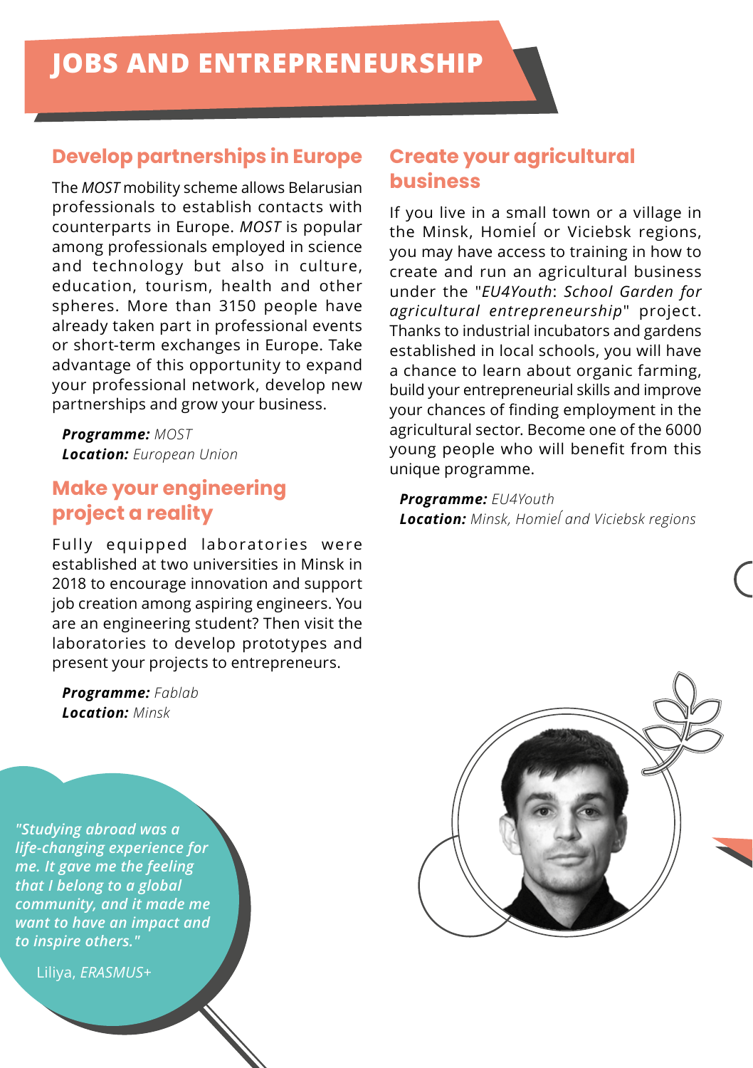# JOBS AND ENTREPRENEURSHIP

## Develop partnerships in Europe

The *MOST* mobility scheme allows Belarusian professionals to establish contacts with counterparts in Europe. *MOST* is popular among professionals employed in science and technology but also in culture, education, tourism, health and other spheres. More than 3150 people have already taken part in professional events or short-term exchanges in Europe. Take advantage of this opportunity to expand your professional network, develop new partnerships and grow your business.

***Programme:*** *MOST*
***Location:*** *European Union*

## Make your engineering project a reality

Fully equipped laboratories were established at two universities in Minsk in 2018 to encourage innovation and support job creation among aspiring engineers. You are an engineering student? Then visit the laboratories to develop prototypes and present your projects to entrepreneurs.

***Programme:*** *Fablab*
***Location:*** *Minsk*

## Create your agricultural business

If you live in a small town or a village in the Minsk, Homieĺ or Viciebsk regions, you may have access to training in how to create and run an agricultural business under the "*EU4Youth*: *School Garden for agricultural entrepreneurship*" project. Thanks to industrial incubators and gardens established in local schools, you will have a chance to learn about organic farming, build your entrepreneurial skills and improve your chances of finding employment in the agricultural sector. Become one of the 6000 young people who will benefit from this unique programme.

***Programme:*** *EU4Youth*
***Location:*** *Minsk, Homieĺ and Viciebsk regions*

*"Studying abroad was a life-changing experience for me. It gave me the feeling that I belong to a global community, and it made me want to have an impact and to inspire others."*

Liliya, *ERASMUS+*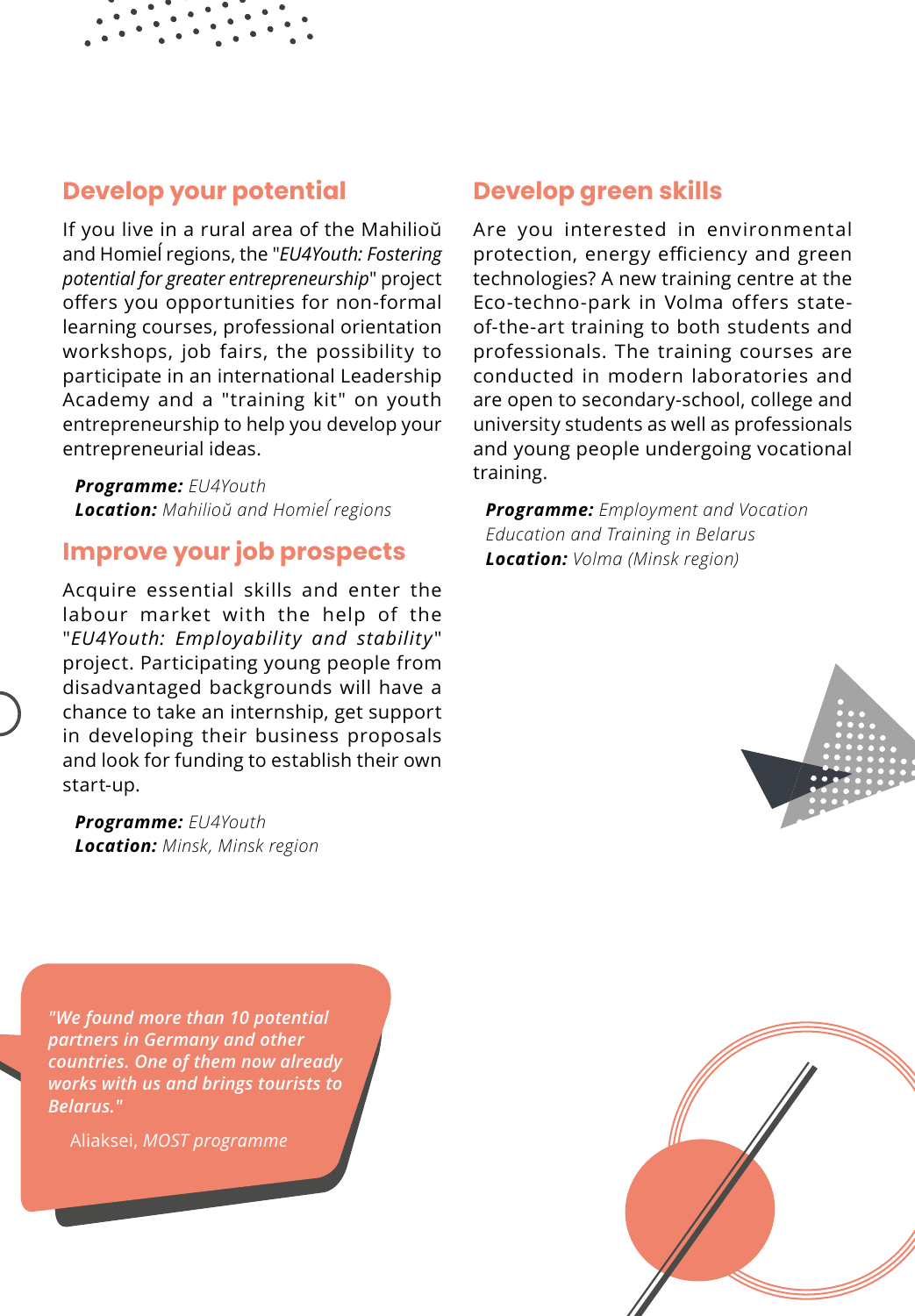## Develop your potential

If you live in a rural area of the Mahilioŭ and Homieĺ regions, the "*EU4Youth: Fostering potential for greater entrepreneurship*" project offers you opportunities for non-formal learning courses, professional orientation workshops, job fairs, the possibility to participate in an international Leadership Academy and a "training kit" on youth entrepreneurship to help you develop your entrepreneurial ideas.

***Programme:*** *EU4Youth*
***Location:*** *Mahilioŭ and Homieĺ regions*

## Improve your job prospects

Acquire essential skills and enter the labour market with the help of the "*EU4Youth: Employability and stability*" project. Participating young people from disadvantaged backgrounds will have a chance to take an internship, get support in developing their business proposals and look for funding to establish their own start-up.

***Programme:*** *EU4Youth*
***Location:*** *Minsk, Minsk region*

## Develop green skills

Are you interested in environmental protection, energy efficiency and green technologies? A new training centre at the Eco-techno-park in Volma offers state-of-the-art training to both students and professionals. The training courses are conducted in modern laboratories and are open to secondary-school, college and university students as well as professionals and young people undergoing vocational training.

***Programme:*** *Employment and Vocation Education and Training in Belarus*
***Location:*** *Volma (Minsk region)*

> ***"We found more than 10 potential partners in Germany and other countries. One of them now already works with us and brings tourists to Belarus."***
>
> Aliaksei, *MOST programme*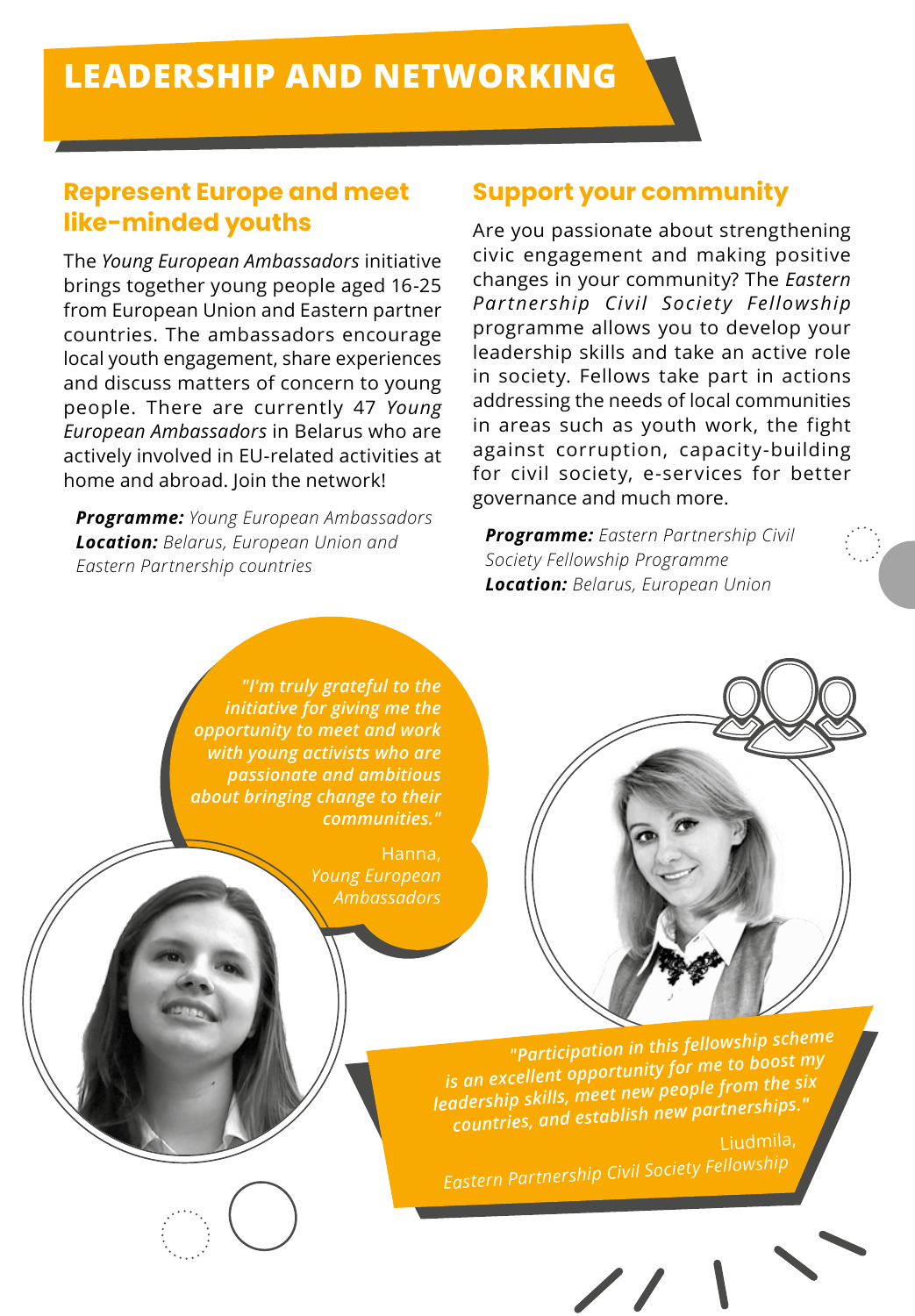# LEADERSHIP AND NETWORKING

## Represent Europe and meet like-minded youths

The *Young European Ambassadors* initiative brings together young people aged 16-25 from European Union and Eastern partner countries. The ambassadors encourage local youth engagement, share experiences and discuss matters of concern to young people. There are currently 47 *Young European Ambassadors* in Belarus who are actively involved in EU-related activities at home and abroad. Join the network!

***Programme:*** *Young European Ambassadors*
***Location:*** *Belarus, European Union and Eastern Partnership countries*

## Support your community

Are you passionate about strengthening civic engagement and making positive changes in your community? The *Eastern Partnership Civil Society Fellowship* programme allows you to develop your leadership skills and take an active role in society. Fellows take part in actions addressing the needs of local communities in areas such as youth work, the fight against corruption, capacity-building for civil society, e-services for better governance and much more.

***Programme:*** *Eastern Partnership Civil Society Fellowship Programme*
***Location:*** *Belarus, European Union*

*"I'm truly grateful to the initiative for giving me the opportunity to meet and work with young activists who are passionate and ambitious about bringing change to their communities."*

Hanna,
*Young European Ambassadors*

*"Participation in this fellowship scheme is an excellent opportunity for me to boost my leadership skills, meet new people from the six countries, and establish new partnerships."*

Liudmila,
*Eastern Partnership Civil Society Fellowship*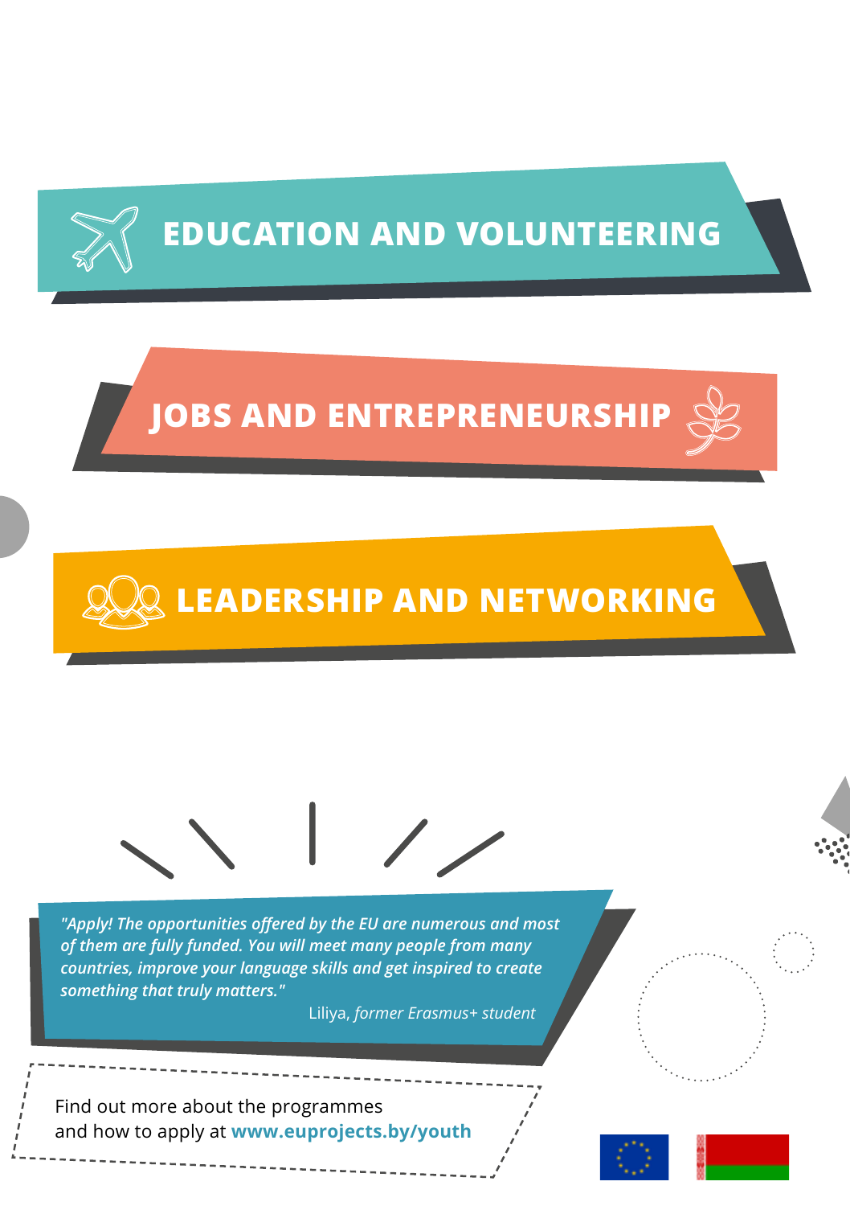## EDUCATION AND VOLUNTEERING

## JOBS AND ENTREPRENEURSHIP

## LEADERSHIP AND NETWORKING

*"Apply! The opportunities offered by the EU are numerous and most of them are fully funded. You will meet many people from many countries, improve your language skills and get inspired to create something that truly matters."*

Liliya, *former Erasmus+ student*

Find out more about the programmes and how to apply at **www.euprojects.by/youth**